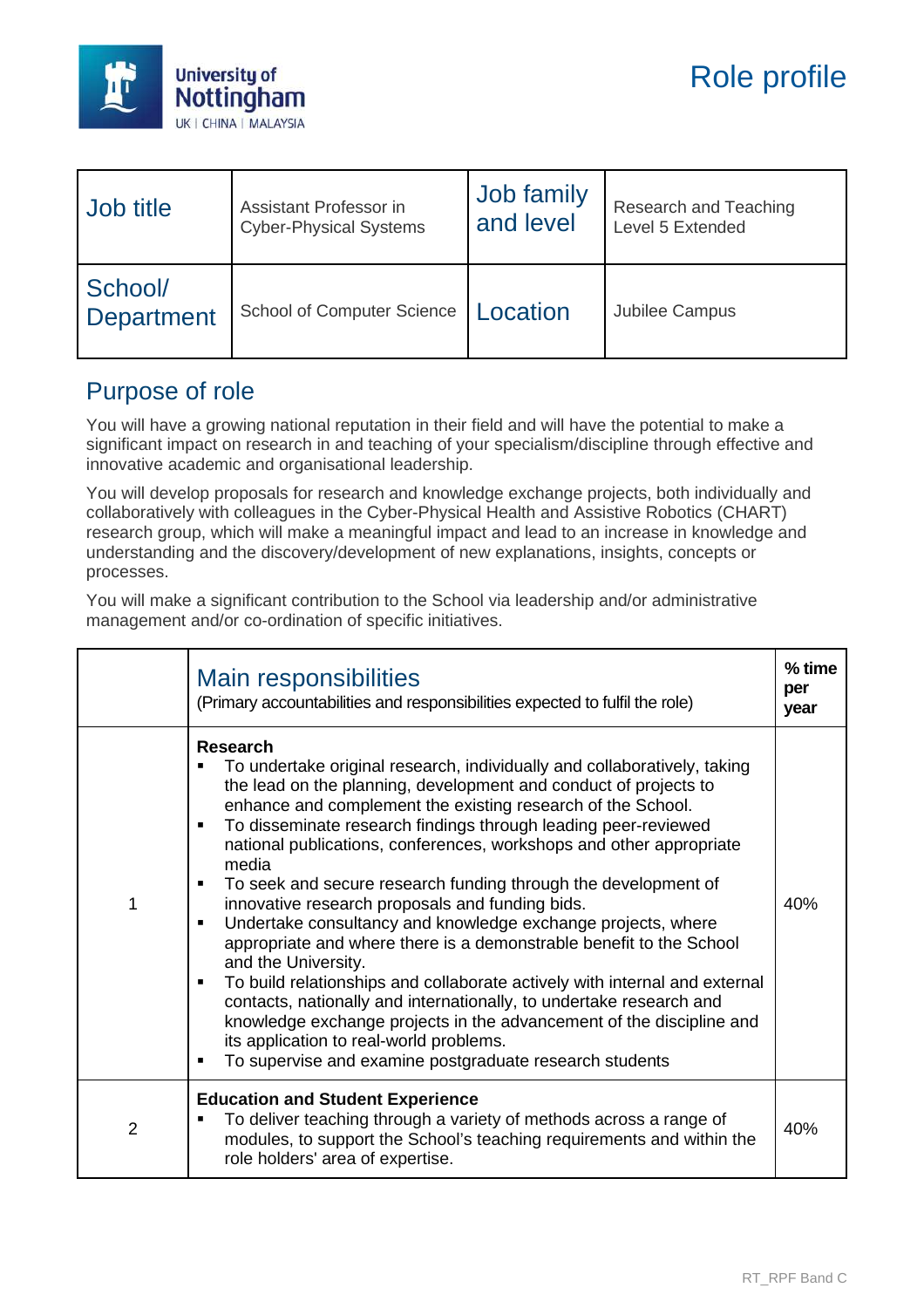# Role profile

University of Nottingham
UK | CHINA | MALAYSIA

| Job title | Assistant Professor in Cyber-Physical Systems | Job family and level | Research and Teaching Level 5 Extended |
|---|---|---|---|
| School/ Department | School of Computer Science | Location | Jubilee Campus |

## Purpose of role

You will have a growing national reputation in their field and will have the potential to make a significant impact on research in and teaching of your specialism/discipline through effective and innovative academic and organisational leadership.

You will develop proposals for research and knowledge exchange projects, both individually and collaboratively with colleagues in the Cyber-Physical Health and Assistive Robotics (CHART) research group, which will make a meaningful impact and lead to an increase in knowledge and understanding and the discovery/development of new explanations, insights, concepts or processes.

You will make a significant contribution to the School via leadership and/or administrative management and/or co-ordination of specific initiatives.

| | Main responsibilities<br>(Primary accountabilities and responsibilities expected to fulfil the role) | % time per year |
|---|---|---|
| 1 | **Research**<br>▪ To undertake original research, individually and collaboratively, taking the lead on the planning, development and conduct of projects to enhance and complement the existing research of the School.<br>▪ To disseminate research findings through leading peer-reviewed national publications, conferences, workshops and other appropriate media<br>▪ To seek and secure research funding through the development of innovative research proposals and funding bids.<br>▪ Undertake consultancy and knowledge exchange projects, where appropriate and where there is a demonstrable benefit to the School and the University.<br>▪ To build relationships and collaborate actively with internal and external contacts, nationally and internationally, to undertake research and knowledge exchange projects in the advancement of the discipline and its application to real-world problems.<br>▪ To supervise and examine postgraduate research students | 40% |
| 2 | **Education and Student Experience**<br>▪ To deliver teaching through a variety of methods across a range of modules, to support the School's teaching requirements and within the role holders' area of expertise. | 40% |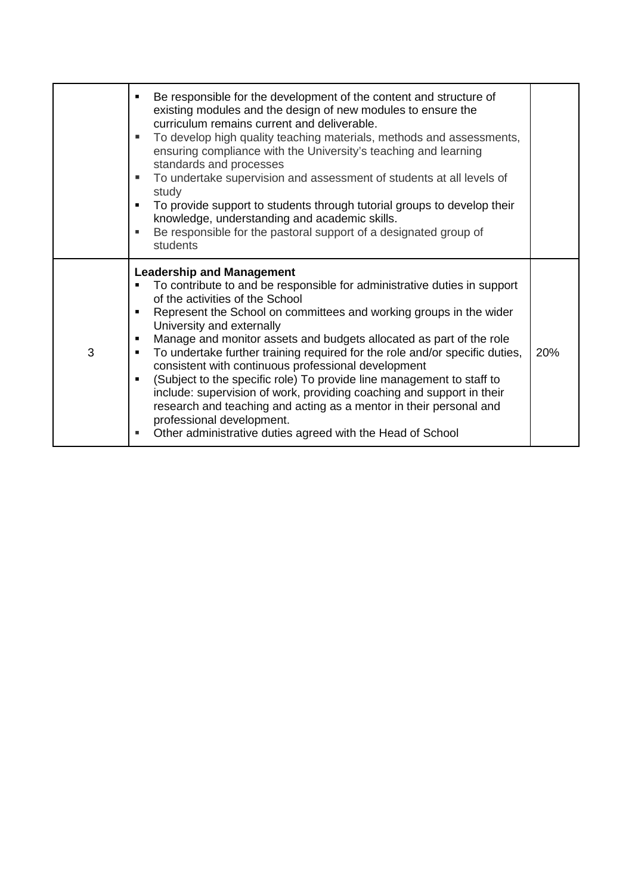|  |  |  |
| --- | --- | --- |
|  | ▪ Be responsible for the development of the content and structure of existing modules and the design of new modules to ensure the curriculum remains current and deliverable.<br>▪ To develop high quality teaching materials, methods and assessments, ensuring compliance with the University's teaching and learning standards and processes<br>▪ To undertake supervision and assessment of students at all levels of study<br>▪ To provide support to students through tutorial groups to develop their knowledge, understanding and academic skills.<br>▪ Be responsible for the pastoral support of a designated group of students |  |
| 3 | **Leadership and Management**<br>▪ To contribute to and be responsible for administrative duties in support of the activities of the School<br>▪ Represent the School on committees and working groups in the wider University and externally<br>▪ Manage and monitor assets and budgets allocated as part of the role<br>▪ To undertake further training required for the role and/or specific duties, consistent with continuous professional development<br>▪ (Subject to the specific role) To provide line management to staff to include: supervision of work, providing coaching and support in their research and teaching and acting as a mentor in their personal and professional development.<br>▪ Other administrative duties agreed with the Head of School | 20% |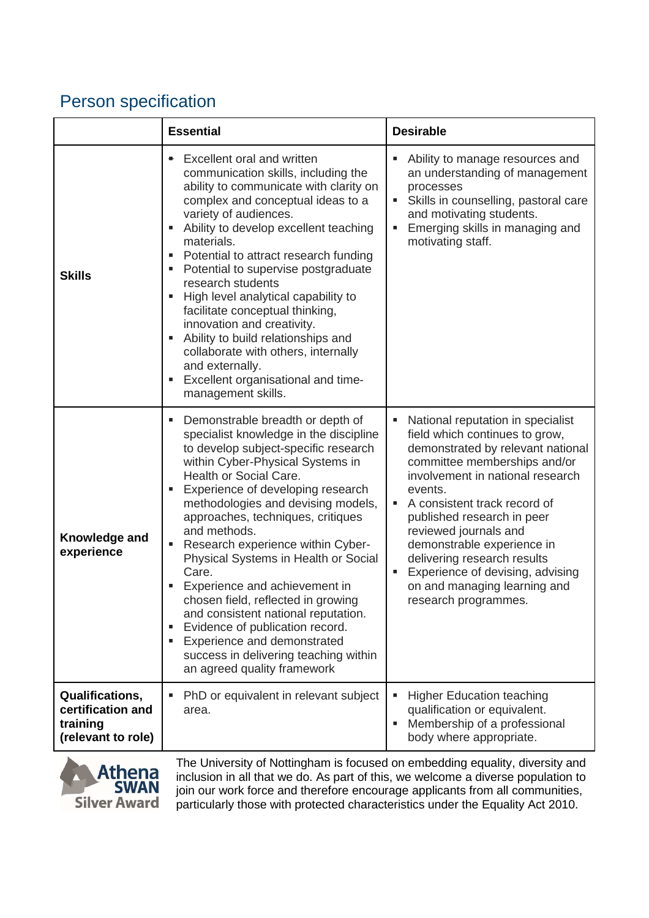## Person specification

| | Essential | Desirable |
|---|---|---|
| **Skills** | ▪ Excellent oral and written communication skills, including the ability to communicate with clarity on complex and conceptual ideas to a variety of audiences.<br>▪ Ability to develop excellent teaching materials.<br>▪ Potential to attract research funding<br>▪ Potential to supervise postgraduate research students<br>▪ High level analytical capability to facilitate conceptual thinking, innovation and creativity.<br>▪ Ability to build relationships and collaborate with others, internally and externally.<br>▪ Excellent organisational and time-management skills. | ▪ Ability to manage resources and an understanding of management processes<br>▪ Skills in counselling, pastoral care and motivating students.<br>▪ Emerging skills in managing and motivating staff. |
| **Knowledge and experience** | ▪ Demonstrable breadth or depth of specialist knowledge in the discipline to develop subject-specific research within Cyber-Physical Systems in Health or Social Care.<br>▪ Experience of developing research methodologies and devising models, approaches, techniques, critiques and methods.<br>▪ Research experience within Cyber-Physical Systems in Health or Social Care.<br>▪ Experience and achievement in chosen field, reflected in growing and consistent national reputation.<br>▪ Evidence of publication record.<br>▪ Experience and demonstrated success in delivering teaching within an agreed quality framework | ▪ National reputation in specialist field which continues to grow, demonstrated by relevant national committee memberships and/or involvement in national research events.<br>▪ A consistent track record of published research in peer reviewed journals and demonstrable experience in delivering research results<br>▪ Experience of devising, advising on and managing learning and research programmes. |
| **Qualifications, certification and training (relevant to role)** | ▪ PhD or equivalent in relevant subject area. | ▪ Higher Education teaching qualification or equivalent.<br>▪ Membership of a professional body where appropriate. |

Athena SWAN Silver Award

The University of Nottingham is focused on embedding equality, diversity and inclusion in all that we do. As part of this, we welcome a diverse population to join our work force and therefore encourage applicants from all communities, particularly those with protected characteristics under the Equality Act 2010.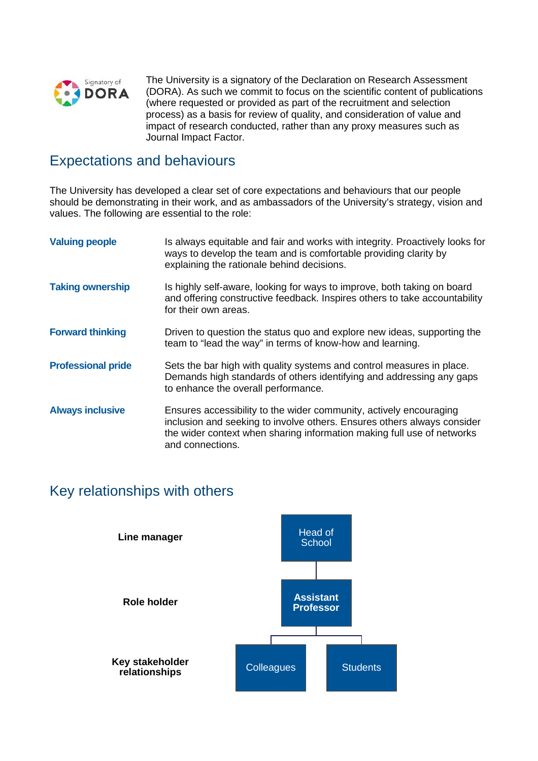Signatory of DORA

The University is a signatory of the Declaration on Research Assessment (DORA). As such we commit to focus on the scientific content of publications (where requested or provided as part of the recruitment and selection process) as a basis for review of quality, and consideration of value and impact of research conducted, rather than any proxy measures such as Journal Impact Factor.

## Expectations and behaviours

The University has developed a clear set of core expectations and behaviours that our people should be demonstrating in their work, and as ambassadors of the University's strategy, vision and values. The following are essential to the role:

| | |
|---|---|
| **Valuing people** | Is always equitable and fair and works with integrity. Proactively looks for ways to develop the team and is comfortable providing clarity by explaining the rationale behind decisions. |
| **Taking ownership** | Is highly self-aware, looking for ways to improve, both taking on board and offering constructive feedback. Inspires others to take accountability for their own areas. |
| **Forward thinking** | Driven to question the status quo and explore new ideas, supporting the team to "lead the way" in terms of know-how and learning. |
| **Professional pride** | Sets the bar high with quality systems and control measures in place. Demands high standards of others identifying and addressing any gaps to enhance the overall performance. |
| **Always inclusive** | Ensures accessibility to the wider community, actively encouraging inclusion and seeking to involve others. Ensures others always consider the wider context when sharing information making full use of networks and connections. |

## Key relationships with others

| | |
|---|---|
| **Line manager** | Head of School |
| **Role holder** | **Assistant Professor** |
| **Key stakeholder relationships** | Colleagues; Students |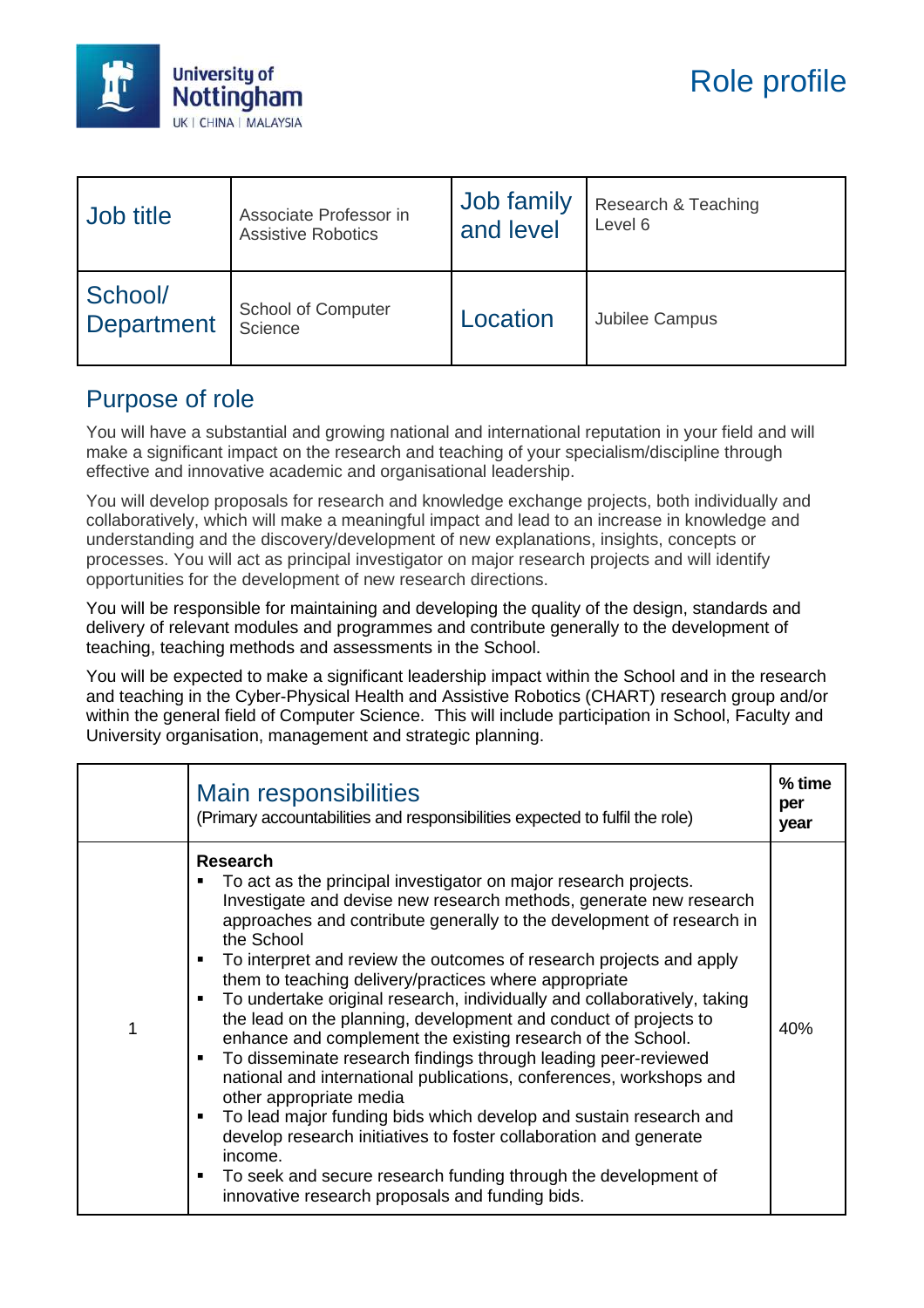# Role profile

| Job title | Associate Professor in Assistive Robotics | Job family and level | Research & Teaching Level 6 |
|---|---|---|---|
| School/ Department | School of Computer Science | Location | Jubilee Campus |

## Purpose of role

You will have a substantial and growing national and international reputation in your field and will make a significant impact on the research and teaching of your specialism/discipline through effective and innovative academic and organisational leadership.

You will develop proposals for research and knowledge exchange projects, both individually and collaboratively, which will make a meaningful impact and lead to an increase in knowledge and understanding and the discovery/development of new explanations, insights, concepts or processes. You will act as principal investigator on major research projects and will identify opportunities for the development of new research directions.

You will be responsible for maintaining and developing the quality of the design, standards and delivery of relevant modules and programmes and contribute generally to the development of teaching, teaching methods and assessments in the School.

You will be expected to make a significant leadership impact within the School and in the research and teaching in the Cyber-Physical Health and Assistive Robotics (CHART) research group and/or within the general field of Computer Science. This will include participation in School, Faculty and University organisation, management and strategic planning.

| | Main responsibilities (Primary accountabilities and responsibilities expected to fulfil the role) | % time per year |
|---|---|---|
| 1 | **Research**<br>▪ To act as the principal investigator on major research projects. Investigate and devise new research methods, generate new research approaches and contribute generally to the development of research in the School<br>▪ To interpret and review the outcomes of research projects and apply them to teaching delivery/practices where appropriate<br>▪ To undertake original research, individually and collaboratively, taking the lead on the planning, development and conduct of projects to enhance and complement the existing research of the School.<br>▪ To disseminate research findings through leading peer-reviewed national and international publications, conferences, workshops and other appropriate media<br>▪ To lead major funding bids which develop and sustain research and develop research initiatives to foster collaboration and generate income.<br>▪ To seek and secure research funding through the development of innovative research proposals and funding bids. | 40% |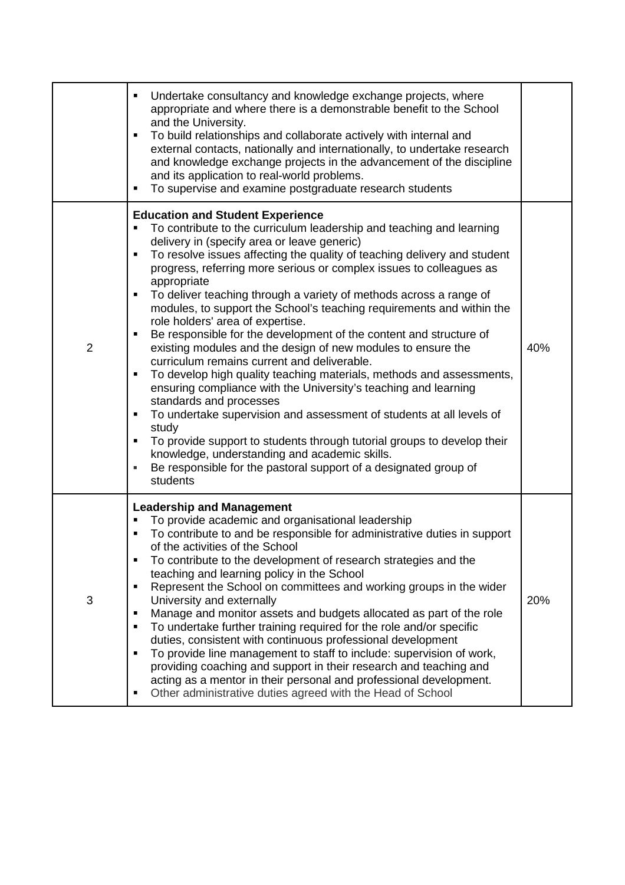| | | |
|---|---|---|
| | ▪ Undertake consultancy and knowledge exchange projects, where appropriate and where there is a demonstrable benefit to the School and the University.<br>▪ To build relationships and collaborate actively with internal and external contacts, nationally and internationally, to undertake research and knowledge exchange projects in the advancement of the discipline and its application to real-world problems.<br>▪ To supervise and examine postgraduate research students | |
| 2 | **Education and Student Experience**<br>▪ To contribute to the curriculum leadership and teaching and learning delivery in (specify area or leave generic)<br>▪ To resolve issues affecting the quality of teaching delivery and student progress, referring more serious or complex issues to colleagues as appropriate<br>▪ To deliver teaching through a variety of methods across a range of modules, to support the School's teaching requirements and within the role holders' area of expertise.<br>▪ Be responsible for the development of the content and structure of existing modules and the design of new modules to ensure the curriculum remains current and deliverable.<br>▪ To develop high quality teaching materials, methods and assessments, ensuring compliance with the University's teaching and learning standards and processes<br>▪ To undertake supervision and assessment of students at all levels of study<br>▪ To provide support to students through tutorial groups to develop their knowledge, understanding and academic skills.<br>▪ Be responsible for the pastoral support of a designated group of students | 40% |
| 3 | **Leadership and Management**<br>▪ To provide academic and organisational leadership<br>▪ To contribute to and be responsible for administrative duties in support of the activities of the School<br>▪ To contribute to the development of research strategies and the teaching and learning policy in the School<br>▪ Represent the School on committees and working groups in the wider University and externally<br>▪ Manage and monitor assets and budgets allocated as part of the role<br>▪ To undertake further training required for the role and/or specific duties, consistent with continuous professional development<br>▪ To provide line management to staff to include: supervision of work, providing coaching and support in their research and teaching and acting as a mentor in their personal and professional development.<br>▪ Other administrative duties agreed with the Head of School | 20% |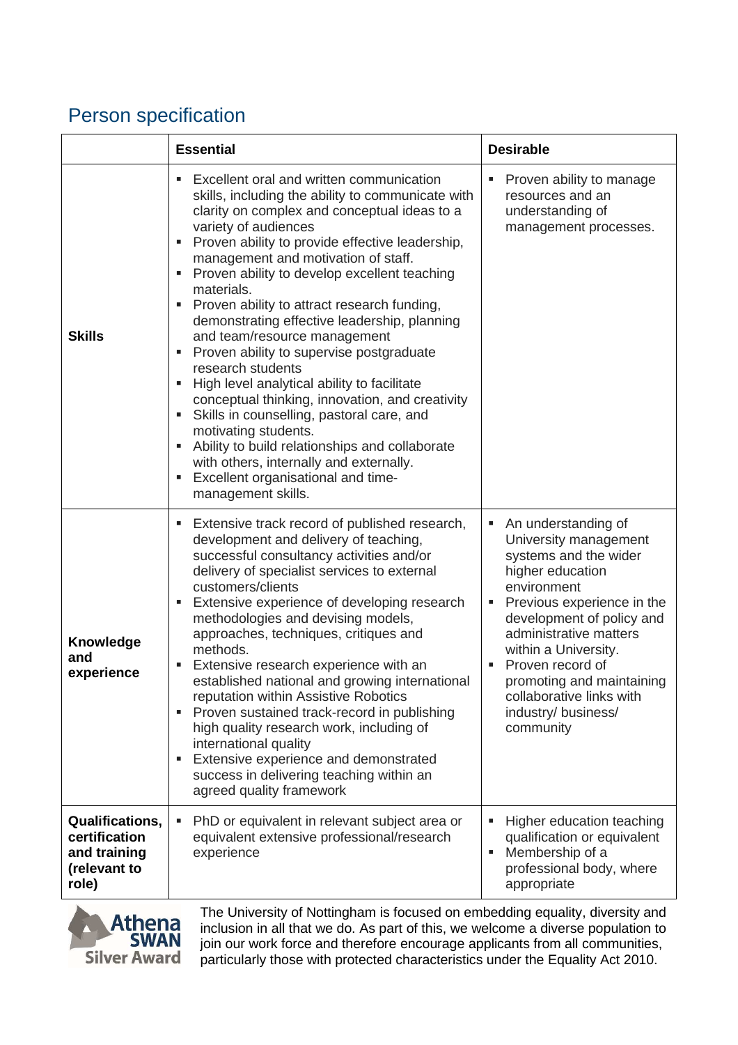## Person specification

| | Essential | Desirable |
|---|---|---|
| **Skills** | ▪ Excellent oral and written communication skills, including the ability to communicate with clarity on complex and conceptual ideas to a variety of audiences<br>▪ Proven ability to provide effective leadership, management and motivation of staff.<br>▪ Proven ability to develop excellent teaching materials.<br>▪ Proven ability to attract research funding, demonstrating effective leadership, planning and team/resource management<br>▪ Proven ability to supervise postgraduate research students<br>▪ High level analytical ability to facilitate conceptual thinking, innovation, and creativity<br>▪ Skills in counselling, pastoral care, and motivating students.<br>▪ Ability to build relationships and collaborate with others, internally and externally.<br>▪ Excellent organisational and time-management skills. | ▪ Proven ability to manage resources and an understanding of management processes. |
| **Knowledge and experience** | ▪ Extensive track record of published research, development and delivery of teaching, successful consultancy activities and/or delivery of specialist services to external customers/clients<br>▪ Extensive experience of developing research methodologies and devising models, approaches, techniques, critiques and methods.<br>▪ Extensive research experience with an established national and growing international reputation within Assistive Robotics<br>▪ Proven sustained track-record in publishing high quality research work, including of international quality<br>▪ Extensive experience and demonstrated success in delivering teaching within an agreed quality framework | ▪ An understanding of University management systems and the wider higher education environment<br>▪ Previous experience in the development of policy and administrative matters within a University.<br>▪ Proven record of promoting and maintaining collaborative links with industry/ business/ community |
| **Qualifications, certification and training (relevant to role)** | ▪ PhD or equivalent in relevant subject area or equivalent extensive professional/research experience | ▪ Higher education teaching qualification or equivalent<br>▪ Membership of a professional body, where appropriate |

Athena SWAN Silver Award

The University of Nottingham is focused on embedding equality, diversity and inclusion in all that we do. As part of this, we welcome a diverse population to join our work force and therefore encourage applicants from all communities, particularly those with protected characteristics under the Equality Act 2010.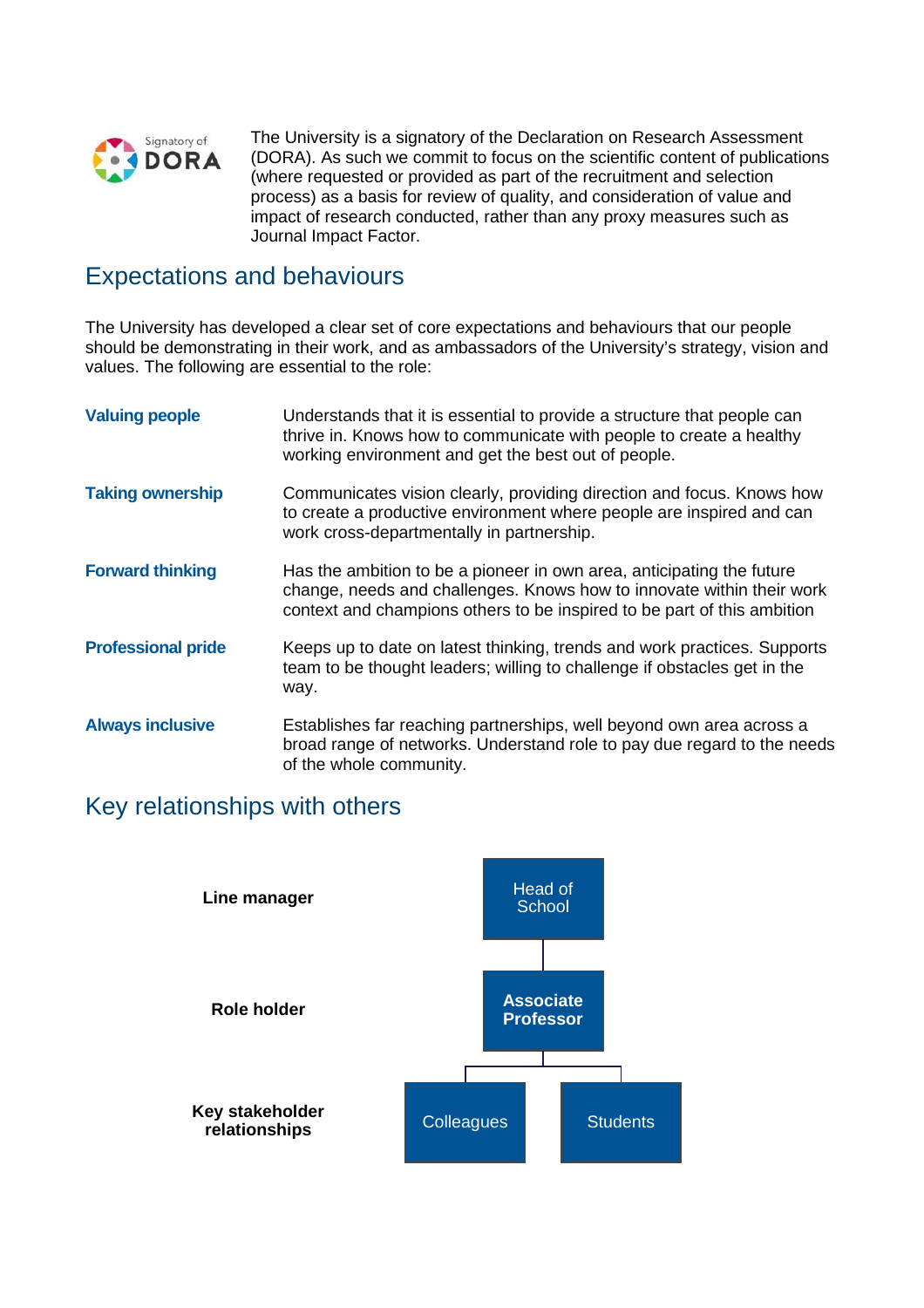Signatory of DORA

The University is a signatory of the Declaration on Research Assessment (DORA). As such we commit to focus on the scientific content of publications (where requested or provided as part of the recruitment and selection process) as a basis for review of quality, and consideration of value and impact of research conducted, rather than any proxy measures such as Journal Impact Factor.

## Expectations and behaviours

The University has developed a clear set of core expectations and behaviours that our people should be demonstrating in their work, and as ambassadors of the University's strategy, vision and values. The following are essential to the role:

| | |
|---|---|
| **Valuing people** | Understands that it is essential to provide a structure that people can thrive in. Knows how to communicate with people to create a healthy working environment and get the best out of people. |
| **Taking ownership** | Communicates vision clearly, providing direction and focus. Knows how to create a productive environment where people are inspired and can work cross-departmentally in partnership. |
| **Forward thinking** | Has the ambition to be a pioneer in own area, anticipating the future change, needs and challenges. Knows how to innovate within their work context and champions others to be inspired to be part of this ambition |
| **Professional pride** | Keeps up to date on latest thinking, trends and work practices. Supports team to be thought leaders; willing to challenge if obstacles get in the way. |
| **Always inclusive** | Establishes far reaching partnerships, well beyond own area across a broad range of networks. Understand role to pay due regard to the needs of the whole community. |

## Key relationships with others

**Line manager**
Head of School

**Role holder**
**Associate Professor**

**Key stakeholder relationships**
Colleagues
Students